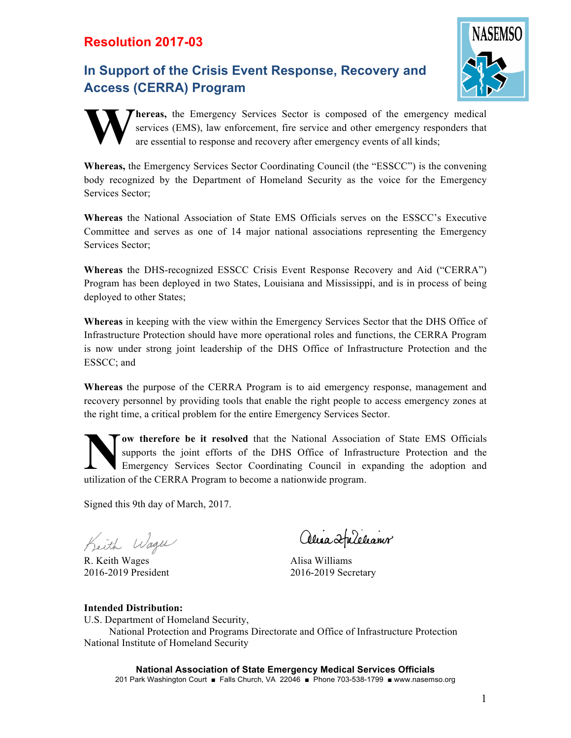# Resolution 2017-03

## In Support of the Crisis Event Response, Recovery and Access (CERRA) Program

**Whereas,** the Emergency Services Sector is composed of the emergency medical services (EMS), law enforcement, fire service and other emergency responders that are essential to response and recovery after emergency events of all kinds;

**Whereas,** the Emergency Services Sector Coordinating Council (the "ESSCC") is the convening body recognized by the Department of Homeland Security as the voice for the Emergency Services Sector;

**Whereas** the National Association of State EMS Officials serves on the ESSCC's Executive Committee and serves as one of 14 major national associations representing the Emergency Services Sector;

**Whereas** the DHS-recognized ESSCC Crisis Event Response Recovery and Aid ("CERRA") Program has been deployed in two States, Louisiana and Mississippi, and is in process of being deployed to other States;

**Whereas** in keeping with the view within the Emergency Services Sector that the DHS Office of Infrastructure Protection should have more operational roles and functions, the CERRA Program is now under strong joint leadership of the DHS Office of Infrastructure Protection and the ESSCC; and

**Whereas** the purpose of the CERRA Program is to aid emergency response, management and recovery personnel by providing tools that enable the right people to access emergency zones at the right time, a critical problem for the entire Emergency Services Sector.

**Now therefore be it resolved** that the National Association of State EMS Officials supports the joint efforts of the DHS Office of Infrastructure Protection and the Emergency Services Sector Coordinating Council in expanding the adoption and utilization of the CERRA Program to become a nationwide program.

Signed this 9th day of March, 2017.

R. Keith Wages
2016-2019 President

Alisa Williams
2016-2019 Secretary

**Intended Distribution:**
U.S. Department of Homeland Security,
National Protection and Programs Directorate and Office of Infrastructure Protection
National Institute of Homeland Security

**National Association of State Emergency Medical Services Officials**
201 Park Washington Court ■ Falls Church, VA 22046 ■ Phone 703-538-1799 ■ www.nasemso.org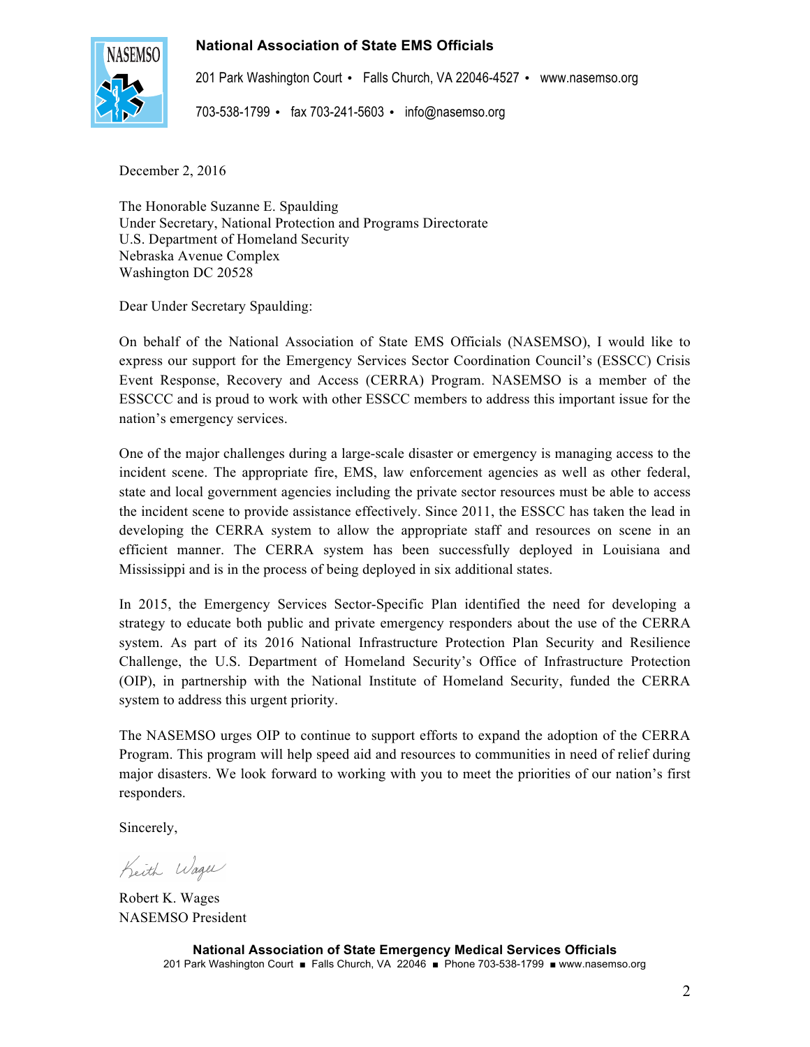**National Association of State EMS Officials**

201 Park Washington Court • Falls Church, VA 22046-4527 • www.nasemso.org

703-538-1799 • fax 703-241-5603 • info@nasemso.org

December 2, 2016

The Honorable Suzanne E. Spaulding
Under Secretary, National Protection and Programs Directorate
U.S. Department of Homeland Security
Nebraska Avenue Complex
Washington DC 20528

Dear Under Secretary Spaulding:

On behalf of the National Association of State EMS Officials (NASEMSO), I would like to express our support for the Emergency Services Sector Coordination Council's (ESSCC) Crisis Event Response, Recovery and Access (CERRA) Program. NASEMSO is a member of the ESSCCC and is proud to work with other ESSCC members to address this important issue for the nation's emergency services.

One of the major challenges during a large-scale disaster or emergency is managing access to the incident scene. The appropriate fire, EMS, law enforcement agencies as well as other federal, state and local government agencies including the private sector resources must be able to access the incident scene to provide assistance effectively. Since 2011, the ESSCC has taken the lead in developing the CERRA system to allow the appropriate staff and resources on scene in an efficient manner. The CERRA system has successfully deployed in Louisiana and Mississippi and is in the process of being deployed in six additional states.

In 2015, the Emergency Services Sector-Specific Plan identified the need for developing a strategy to educate both public and private emergency responders about the use of the CERRA system. As part of its 2016 National Infrastructure Protection Plan Security and Resilience Challenge, the U.S. Department of Homeland Security's Office of Infrastructure Protection (OIP), in partnership with the National Institute of Homeland Security, funded the CERRA system to address this urgent priority.

The NASEMSO urges OIP to continue to support efforts to expand the adoption of the CERRA Program. This program will help speed aid and resources to communities in need of relief during major disasters. We look forward to working with you to meet the priorities of our nation's first responders.

Sincerely,

Keith Wages

Robert K. Wages
NASEMSO President

**National Association of State Emergency Medical Services Officials**
201 Park Washington Court ■ Falls Church, VA 22046 ■ Phone 703-538-1799 ■ www.nasemso.org